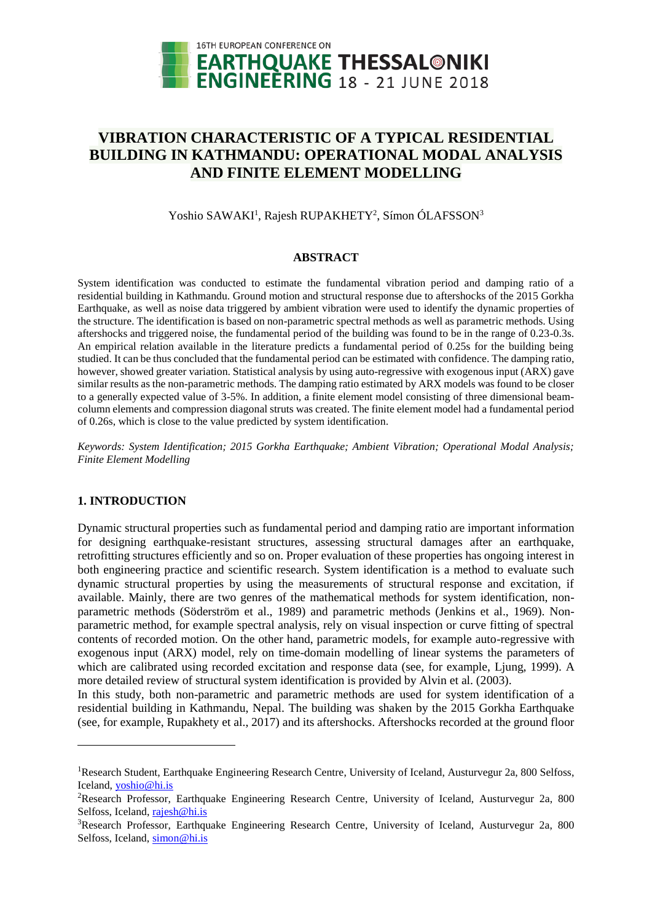# VIBRATION CHARACTERISTIC OF A TYPICAL RESIDENTIAL BUILDING IN KATHMANDU: OPERATIONAL MODAL ANALYSIS AND FINITE ELEMENT MODELLING

Yoshio SAWAKI[1], Rajesh RUPAKHETY[2], Símon ÓLAFSSON[3]

## ABSTRACT

System identification was conducted to estimate the fundamental vibration period and damping ratio of a residential building in Kathmandu. Ground motion and structural response due to aftershocks of the 2015 Gorkha Earthquake, as well as noise data triggered by ambient vibration were used to identify the dynamic properties of the structure. The identification is based on non-parametric spectral methods as well as parametric methods. Using aftershocks and triggered noise, the fundamental period of the building was found to be in the range of 0.23-0.3s. An empirical relation available in the literature predicts a fundamental period of 0.25s for the building being studied. It can be thus concluded that the fundamental period can be estimated with confidence. The damping ratio, however, showed greater variation. Statistical analysis by using auto-regressive with exogenous input (ARX) gave similar results as the non-parametric methods. The damping ratio estimated by ARX models was found to be closer to a generally expected value of 3-5%. In addition, a finite element model consisting of three dimensional beam-column elements and compression diagonal struts was created. The finite element model had a fundamental period of 0.26s, which is close to the value predicted by system identification.

*Keywords: System Identification; 2015 Gorkha Earthquake; Ambient Vibration; Operational Modal Analysis; Finite Element Modelling*

## 1. INTRODUCTION

Dynamic structural properties such as fundamental period and damping ratio are important information for designing earthquake-resistant structures, assessing structural damages after an earthquake, retrofitting structures efficiently and so on. Proper evaluation of these properties has ongoing interest in both engineering practice and scientific research. System identification is a method to evaluate such dynamic structural properties by using the measurements of structural response and excitation, if available. Mainly, there are two genres of the mathematical methods for system identification, non-parametric methods (Söderström et al., 1989) and parametric methods (Jenkins et al., 1969). Non-parametric method, for example spectral analysis, rely on visual inspection or curve fitting of spectral contents of recorded motion. On the other hand, parametric models, for example auto-regressive with exogenous input (ARX) model, rely on time-domain modelling of linear systems the parameters of which are calibrated using recorded excitation and response data (see, for example, Ljung, 1999). A more detailed review of structural system identification is provided by Alvin et al. (2003).

In this study, both non-parametric and parametric methods are used for system identification of a residential building in Kathmandu, Nepal. The building was shaken by the 2015 Gorkha Earthquake (see, for example, Rupakhety et al., 2017) and its aftershocks. Aftershocks recorded at the ground floor

---

[1]Research Student, Earthquake Engineering Research Centre, University of Iceland, Austurvegur 2a, 800 Selfoss, Iceland, yoshio@hi.is

[2]Research Professor, Earthquake Engineering Research Centre, University of Iceland, Austurvegur 2a, 800 Selfoss, Iceland, rajesh@hi.is

[3]Research Professor, Earthquake Engineering Research Centre, University of Iceland, Austurvegur 2a, 800 Selfoss, Iceland, simon@hi.is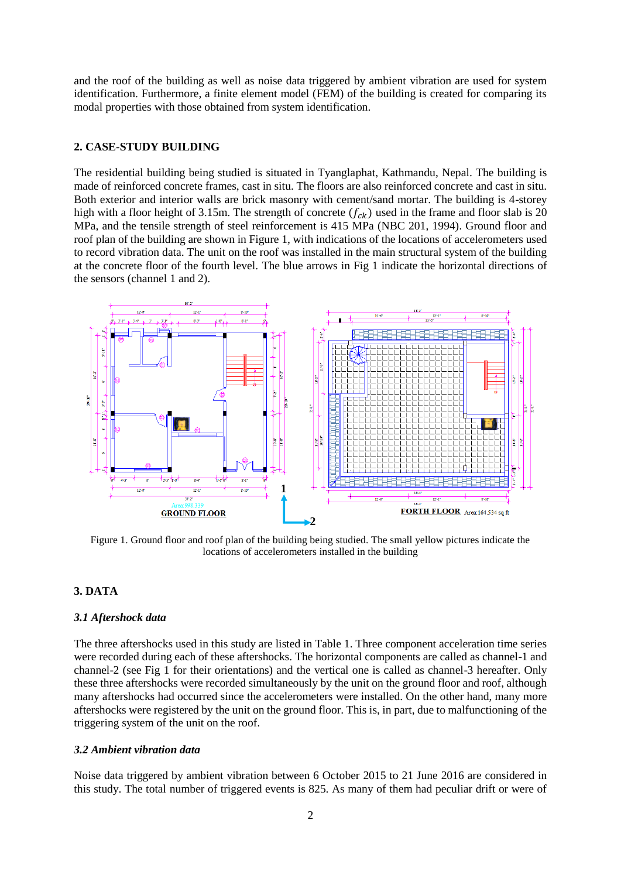and the roof of the building as well as noise data triggered by ambient vibration are used for system identification. Furthermore, a finite element model (FEM) of the building is created for comparing its modal properties with those obtained from system identification.

## 2. CASE-STUDY BUILDING

The residential building being studied is situated in Tyanglaphat, Kathmandu, Nepal. The building is made of reinforced concrete frames, cast in situ. The floors are also reinforced concrete and cast in situ. Both exterior and interior walls are brick masonry with cement/sand mortar. The building is 4-storey high with a floor height of 3.15m. The strength of concrete ($f_{ck}$) used in the frame and floor slab is 20 MPa, and the tensile strength of steel reinforcement is 415 MPa (NBC 201, 1994). Ground floor and roof plan of the building are shown in Figure 1, with indications of the locations of accelerometers used to record vibration data. The unit on the roof was installed in the main structural system of the building at the concrete floor of the fourth level. The blue arrows in Fig 1 indicate the horizontal directions of the sensors (channel 1 and 2).

Figure 1. Ground floor and roof plan of the building being studied. The small yellow pictures indicate the locations of accelerometers installed in the building

## 3. DATA

### *3.1 Aftershock data*

The three aftershocks used in this study are listed in Table 1. Three component acceleration time series were recorded during each of these aftershocks. The horizontal components are called as channel-1 and channel-2 (see Fig 1 for their orientations) and the vertical one is called as channel-3 hereafter. Only these three aftershocks were recorded simultaneously by the unit on the ground floor and roof, although many aftershocks had occurred since the accelerometers were installed. On the other hand, many more aftershocks were registered by the unit on the ground floor. This is, in part, due to malfunctioning of the triggering system of the unit on the roof.

### *3.2 Ambient vibration data*

Noise data triggered by ambient vibration between 6 October 2015 to 21 June 2016 are considered in this study. The total number of triggered events is 825. As many of them had peculiar drift or were of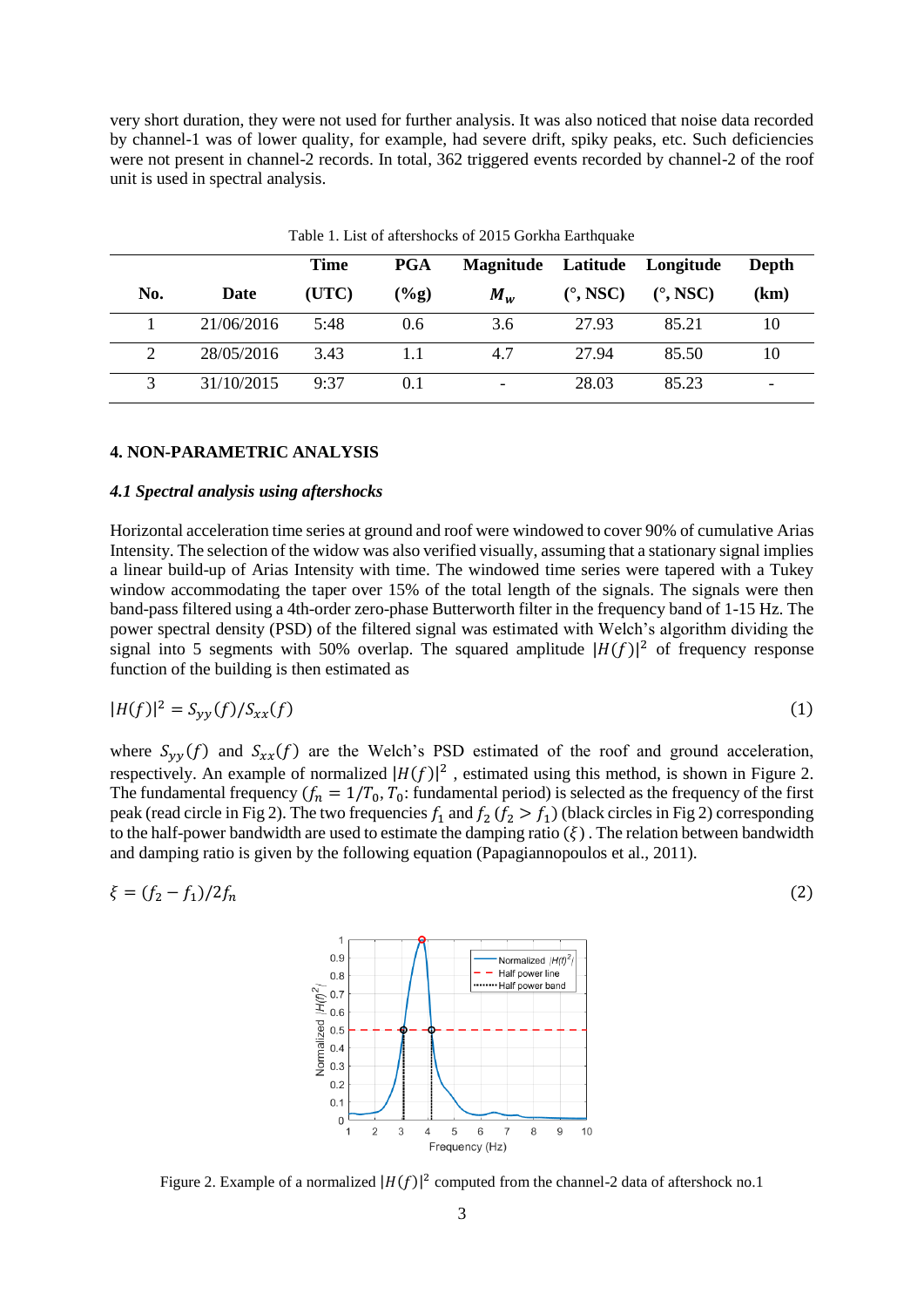very short duration, they were not used for further analysis. It was also noticed that noise data recorded by channel-1 was of lower quality, for example, had severe drift, spiky peaks, etc. Such deficiencies were not present in channel-2 records. In total, 362 triggered events recorded by channel-2 of the roof unit is used in spectral analysis.

Table 1. List of aftershocks of 2015 Gorkha Earthquake

| No. | Date | Time (UTC) | PGA (%g) | Magnitude $M_w$ | Latitude (°, NSC) | Longitude (°, NSC) | Depth (km) |
|---|---|---|---|---|---|---|---|
| 1 | 21/06/2016 | 5:48 | 0.6 | 3.6 | 27.93 | 85.21 | 10 |
| 2 | 28/05/2016 | 3.43 | 1.1 | 4.7 | 27.94 | 85.50 | 10 |
| 3 | 31/10/2015 | 9:37 | 0.1 | - | 28.03 | 85.23 | - |

## 4. NON-PARAMETRIC ANALYSIS

### *4.1 Spectral analysis using aftershocks*

Horizontal acceleration time series at ground and roof were windowed to cover 90% of cumulative Arias Intensity. The selection of the widow was also verified visually, assuming that a stationary signal implies a linear build-up of Arias Intensity with time. The windowed time series were tapered with a Tukey window accommodating the taper over 15% of the total length of the signals. The signals were then band-pass filtered using a 4th-order zero-phase Butterworth filter in the frequency band of 1-15 Hz. The power spectral density (PSD) of the filtered signal was estimated with Welch's algorithm dividing the signal into 5 segments with 50% overlap. The squared amplitude $|H(f)|^2$ of frequency response function of the building is then estimated as

$$|H(f)|^2 = S_{yy}(f)/S_{xx}(f) \tag{1}$$

where $S_{yy}(f)$ and $S_{xx}(f)$ are the Welch's PSD estimated of the roof and ground acceleration, respectively. An example of normalized $|H(f)|^2$, estimated using this method, is shown in Figure 2. The fundamental frequency ($f_n = 1/T_0$, $T_0$: fundamental period) is selected as the frequency of the first peak (read circle in Fig 2). The two frequencies $f_1$ and $f_2$ ($f_2 > f_1$) (black circles in Fig 2) corresponding to the half-power bandwidth are used to estimate the damping ratio ($\xi$). The relation between bandwidth and damping ratio is given by the following equation (Papagiannopoulos et al., 2011).

$$\xi = (f_2 - f_1)/2f_n \tag{2}$$

Figure 2. Example of a normalized $|H(f)|^2$ computed from the channel-2 data of aftershock no.1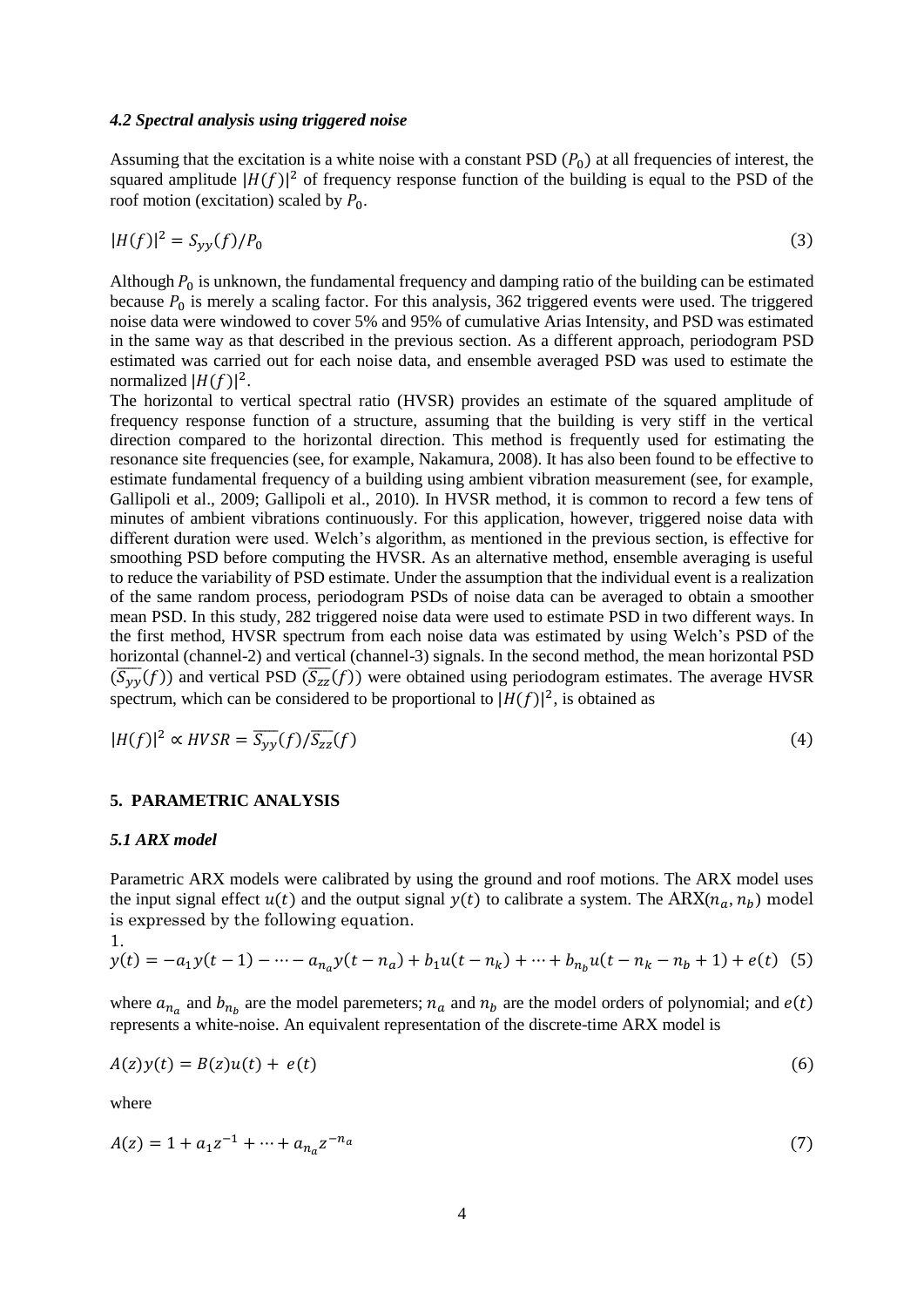#### *4.2 Spectral analysis using triggered noise*

Assuming that the excitation is a white noise with a constant PSD ($P_0$) at all frequencies of interest, the squared amplitude $|H(f)|^2$ of frequency response function of the building is equal to the PSD of the roof motion (excitation) scaled by $P_0$.

$$|H(f)|^2 = S_{yy}(f)/P_0 \tag{3}$$

Although $P_0$ is unknown, the fundamental frequency and damping ratio of the building can be estimated because $P_0$ is merely a scaling factor. For this analysis, 362 triggered events were used. The triggered noise data were windowed to cover 5% and 95% of cumulative Arias Intensity, and PSD was estimated in the same way as that described in the previous section. As a different approach, periodogram PSD estimated was carried out for each noise data, and ensemble averaged PSD was used to estimate the normalized $|H(f)|^2$.

The horizontal to vertical spectral ratio (HVSR) provides an estimate of the squared amplitude of frequency response function of a structure, assuming that the building is very stiff in the vertical direction compared to the horizontal direction. This method is frequently used for estimating the resonance site frequencies (see, for example, Nakamura, 2008). It has also been found to be effective to estimate fundamental frequency of a building using ambient vibration measurement (see, for example, Gallipoli et al., 2009; Gallipoli et al., 2010). In HVSR method, it is common to record a few tens of minutes of ambient vibrations continuously. For this application, however, triggered noise data with different duration were used. Welch's algorithm, as mentioned in the previous section, is effective for smoothing PSD before computing the HVSR. As an alternative method, ensemble averaging is useful to reduce the variability of PSD estimate. Under the assumption that the individual event is a realization of the same random process, periodogram PSDs of noise data can be averaged to obtain a smoother mean PSD. In this study, 282 triggered noise data were used to estimate PSD in two different ways. In the first method, HVSR spectrum from each noise data was estimated by using Welch's PSD of the horizontal (channel-2) and vertical (channel-3) signals. In the second method, the mean horizontal PSD ($\overline{S_{yy}}(f)$) and vertical PSD ($\overline{S_{zz}}(f)$) were obtained using periodogram estimates. The average HVSR spectrum, which can be considered to be proportional to $|H(f)|^2$, is obtained as

$$|H(f)|^2 \propto HVSR = \overline{S_{yy}}(f)/\overline{S_{zz}}(f) \tag{4}$$

## 5. PARAMETRIC ANALYSIS

#### *5.1 ARX model*

Parametric ARX models were calibrated by using the ground and roof motions. The ARX model uses the input signal effect $u(t)$ and the output signal $y(t)$ to calibrate a system. The ARX($n_a, n_b$) model is expressed by the following equation.

1.

$$y(t) = -a_1 y(t-1) - \cdots - a_{n_a} y(t-n_a) + b_1 u(t-n_k) + \cdots + b_{n_b} u(t-n_k-n_b+1) + e(t) \tag{5}$$

where $a_{n_a}$ and $b_{n_b}$ are the model paremeters; $n_a$ and $n_b$ are the model orders of polynomial; and $e(t)$ represents a white-noise. An equivalent representation of the discrete-time ARX model is

$$A(z)y(t) = B(z)u(t) + e(t) \tag{6}$$

where

$$A(z) = 1 + a_1 z^{-1} + \cdots + a_{n_a} z^{-n_a} \tag{7}$$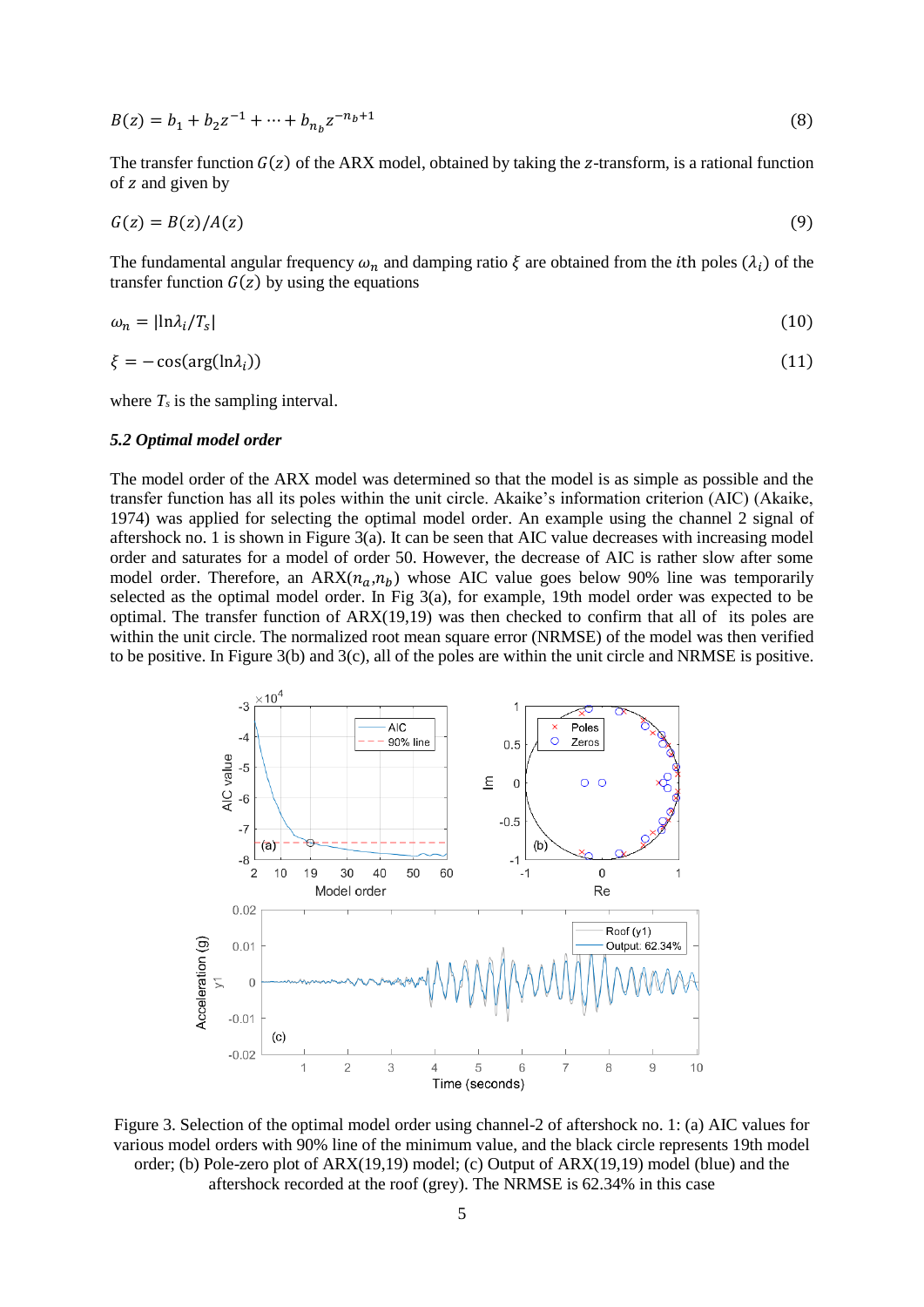$$B(z) = b_1 + b_2 z^{-1} + \cdots + b_{n_b} z^{-n_b+1} \tag{8}$$

The transfer function $G(z)$ of the ARX model, obtained by taking the $z$-transform, is a rational function of $z$ and given by

$$G(z) = B(z)/A(z) \tag{9}$$

The fundamental angular frequency $\omega_n$ and damping ratio $\xi$ are obtained from the $i$th poles ($\lambda_i$) of the transfer function $G(z)$ by using the equations

$$\omega_n = |\ln\lambda_i / T_s| \tag{10}$$

$$\xi = -\cos(\arg(\ln\lambda_i)) \tag{11}$$

where $T_s$ is the sampling interval.

### *5.2 Optimal model order*

The model order of the ARX model was determined so that the model is as simple as possible and the transfer function has all its poles within the unit circle. Akaike's information criterion (AIC) (Akaike, 1974) was applied for selecting the optimal model order. An example using the channel 2 signal of aftershock no. 1 is shown in Figure 3(a). It can be seen that AIC value decreases with increasing model order and saturates for a model of order 50. However, the decrease of AIC is rather slow after some model order. Therefore, an ARX($n_a$,$n_b$) whose AIC value goes below 90% line was temporarily selected as the optimal model order. In Fig 3(a), for example, 19th model order was expected to be optimal. The transfer function of ARX(19,19) was then checked to confirm that all of its poles are within the unit circle. The normalized root mean square error (NRMSE) of the model was then verified to be positive. In Figure 3(b) and 3(c), all of the poles are within the unit circle and NRMSE is positive.

Figure 3. Selection of the optimal model order using channel-2 of aftershock no. 1: (a) AIC values for various model orders with 90% line of the minimum value, and the black circle represents 19th model order; (b) Pole-zero plot of ARX(19,19) model; (c) Output of ARX(19,19) model (blue) and the aftershock recorded at the roof (grey). The NRMSE is 62.34% in this case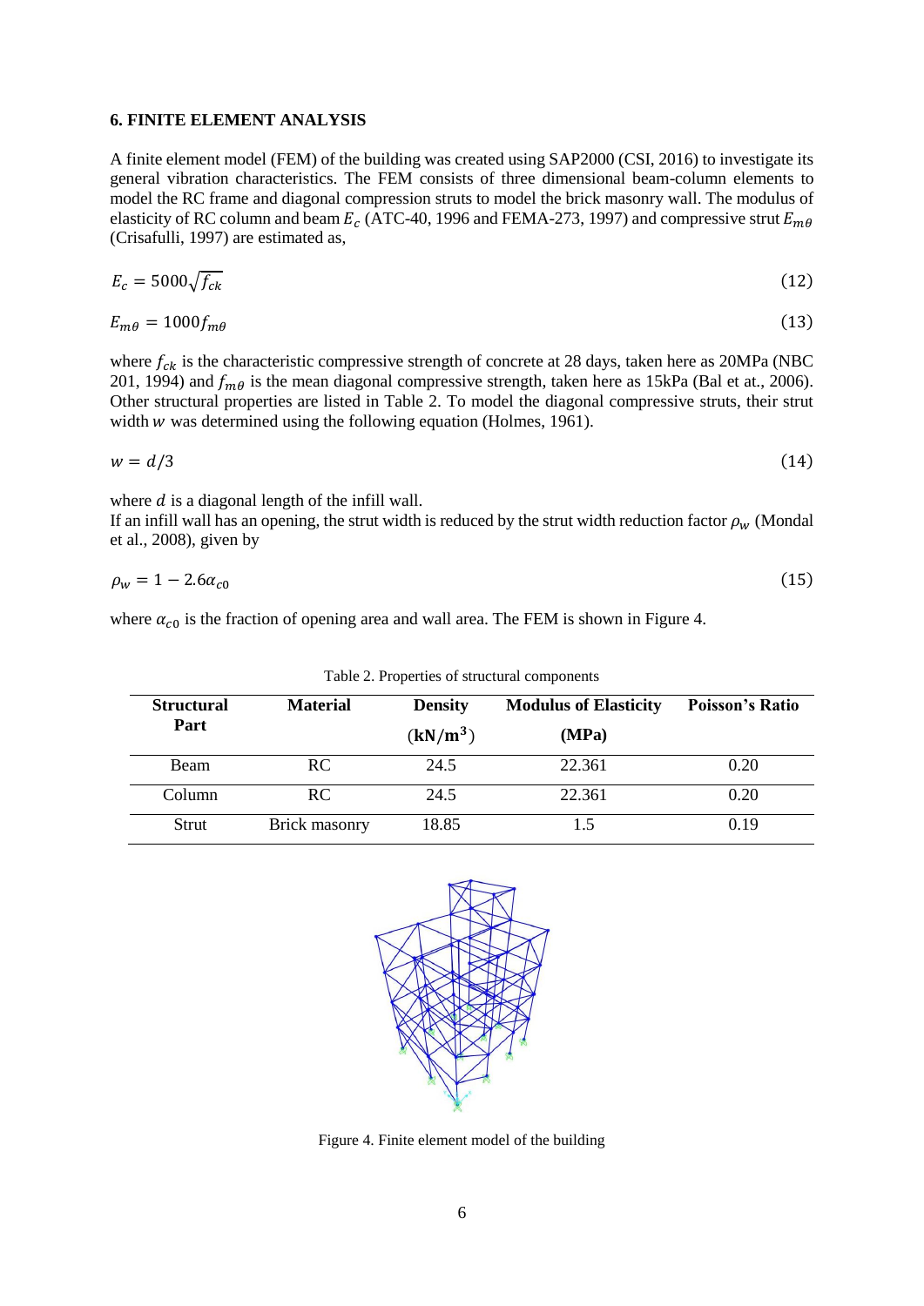### 6. FINITE ELEMENT ANALYSIS

A finite element model (FEM) of the building was created using SAP2000 (CSI, 2016) to investigate its general vibration characteristics. The FEM consists of three dimensional beam-column elements to model the RC frame and diagonal compression struts to model the brick masonry wall. The modulus of elasticity of RC column and beam $E_c$ (ATC-40, 1996 and FEMA-273, 1997) and compressive strut $E_{m\theta}$ (Crisafulli, 1997) are estimated as,

$$E_c = 5000\sqrt{f_{ck}} \tag{12}$$

$$E_{m\theta} = 1000 f_{m\theta} \tag{13}$$

where $f_{ck}$ is the characteristic compressive strength of concrete at 28 days, taken here as 20MPa (NBC 201, 1994) and $f_{m\theta}$ is the mean diagonal compressive strength, taken here as 15kPa (Bal et al., 2006). Other structural properties are listed in Table 2. To model the diagonal compressive struts, their strut width $w$ was determined using the following equation (Holmes, 1961).

$$w = d/3 \tag{14}$$

where $d$ is a diagonal length of the infill wall.
If an infill wall has an opening, the strut width is reduced by the strut width reduction factor $\rho_w$ (Mondal et al., 2008), given by

$$\rho_w = 1 - 2.6\alpha_{c0} \tag{15}$$

where $\alpha_{c0}$ is the fraction of opening area and wall area. The FEM is shown in Figure 4.

Table 2. Properties of structural components

| Structural Part | Material | Density ($\mathbf{kN/m^3}$) | Modulus of Elasticity (MPa) | Poisson's Ratio |
|---|---|---|---|---|
| Beam | RC | 24.5 | 22.361 | 0.20 |
| Column | RC | 24.5 | 22.361 | 0.20 |
| Strut | Brick masonry | 18.85 | 1.5 | 0.19 |

Figure 4. Finite element model of the building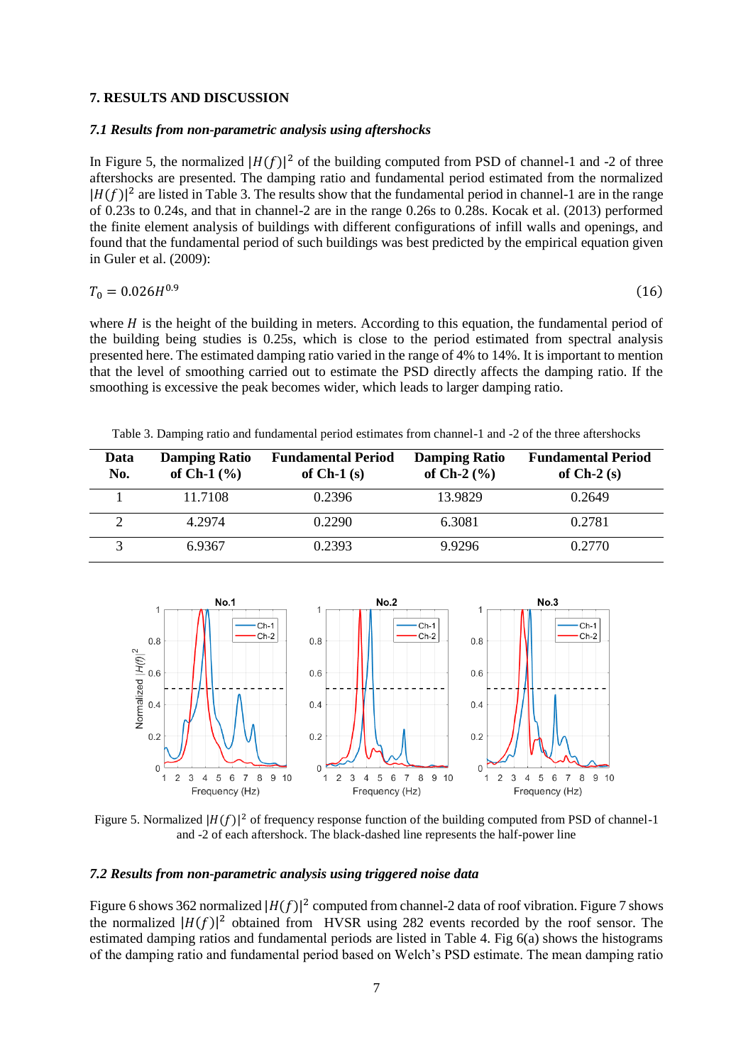## 7. RESULTS AND DISCUSSION

### *7.1 Results from non-parametric analysis using aftershocks*

In Figure 5, the normalized $|H(f)|^2$ of the building computed from PSD of channel-1 and -2 of three aftershocks are presented. The damping ratio and fundamental period estimated from the normalized $|H(f)|^2$ are listed in Table 3. The results show that the fundamental period in channel-1 are in the range of 0.23s to 0.24s, and that in channel-2 are in the range 0.26s to 0.28s. Kocak et al. (2013) performed the finite element analysis of buildings with different configurations of infill walls and openings, and found that the fundamental period of such buildings was best predicted by the empirical equation given in Guler et al. (2009):

$$T_0 = 0.026H^{0.9} \tag{16}$$

where $H$ is the height of the building in meters. According to this equation, the fundamental period of the building being studies is 0.25s, which is close to the period estimated from spectral analysis presented here. The estimated damping ratio varied in the range of 4% to 14%. It is important to mention that the level of smoothing carried out to estimate the PSD directly affects the damping ratio. If the smoothing is excessive the peak becomes wider, which leads to larger damping ratio.

Table 3. Damping ratio and fundamental period estimates from channel-1 and -2 of the three aftershocks

| Data No. | Damping Ratio of Ch-1 (%) | Fundamental Period of Ch-1 (s) | Damping Ratio of Ch-2 (%) | Fundamental Period of Ch-2 (s) |
|---|---|---|---|---|
| 1 | 11.7108 | 0.2396 | 13.9829 | 0.2649 |
| 2 | 4.2974 | 0.2290 | 6.3081 | 0.2781 |
| 3 | 6.9367 | 0.2393 | 9.9296 | 0.2770 |

Figure 5. Normalized $|H(f)|^2$ of frequency response function of the building computed from PSD of channel-1 and -2 of each aftershock. The black-dashed line represents the half-power line

### *7.2 Results from non-parametric analysis using triggered noise data*

Figure 6 shows 362 normalized $|H(f)|^2$ computed from channel-2 data of roof vibration. Figure 7 shows the normalized $|H(f)|^2$ obtained from HVSR using 282 events recorded by the roof sensor. The estimated damping ratios and fundamental periods are listed in Table 4. Fig 6(a) shows the histograms of the damping ratio and fundamental period based on Welch's PSD estimate. The mean damping ratio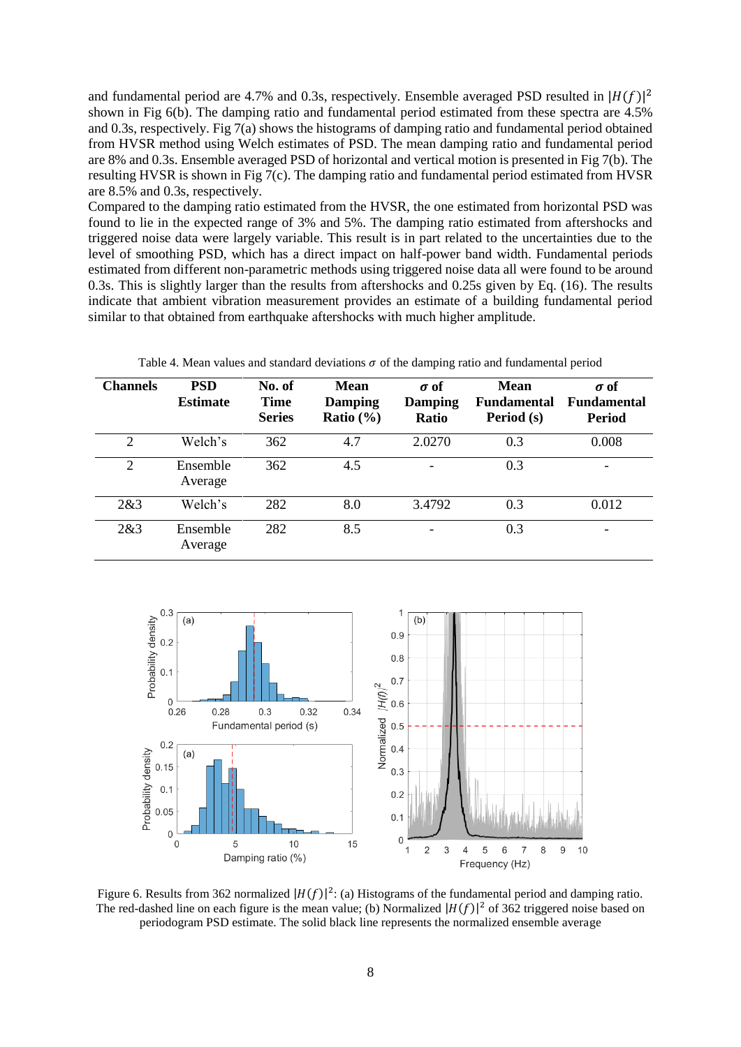and fundamental period are 4.7% and 0.3s, respectively. Ensemble averaged PSD resulted in $|H(f)|^2$ shown in Fig 6(b). The damping ratio and fundamental period estimated from these spectra are 4.5% and 0.3s, respectively. Fig 7(a) shows the histograms of damping ratio and fundamental period obtained from HVSR method using Welch estimates of PSD. The mean damping ratio and fundamental period are 8% and 0.3s. Ensemble averaged PSD of horizontal and vertical motion is presented in Fig 7(b). The resulting HVSR is shown in Fig 7(c). The damping ratio and fundamental period estimated from HVSR are 8.5% and 0.3s, respectively.

Compared to the damping ratio estimated from the HVSR, the one estimated from horizontal PSD was found to lie in the expected range of 3% and 5%. The damping ratio estimated from aftershocks and triggered noise data were largely variable. This result is in part related to the uncertainties due to the level of smoothing PSD, which has a direct impact on half-power band width. Fundamental periods estimated from different non-parametric methods using triggered noise data all were found to be around 0.3s. This is slightly larger than the results from aftershocks and 0.25s given by Eq. (16). The results indicate that ambient vibration measurement provides an estimate of a building fundamental period similar to that obtained from earthquake aftershocks with much higher amplitude.

Table 4. Mean values and standard deviations $\sigma$ of the damping ratio and fundamental period

| Channels | PSD Estimate | No. of Time Series | Mean Damping Ratio (%) | $\sigma$ of Damping Ratio | Mean Fundamental Period (s) | $\sigma$ of Fundamental Period |
|---|---|---|---|---|---|---|
| 2 | Welch's | 362 | 4.7 | 2.0270 | 0.3 | 0.008 |
| 2 | Ensemble Average | 362 | 4.5 | - | 0.3 | - |
| 2&3 | Welch's | 282 | 8.0 | 3.4792 | 0.3 | 0.012 |
| 2&3 | Ensemble Average | 282 | 8.5 | - | 0.3 | - |

Figure 6. Results from 362 normalized $|H(f)|^2$: (a) Histograms of the fundamental period and damping ratio. The red-dashed line on each figure is the mean value; (b) Normalized $|H(f)|^2$ of 362 triggered noise based on periodogram PSD estimate. The solid black line represents the normalized ensemble average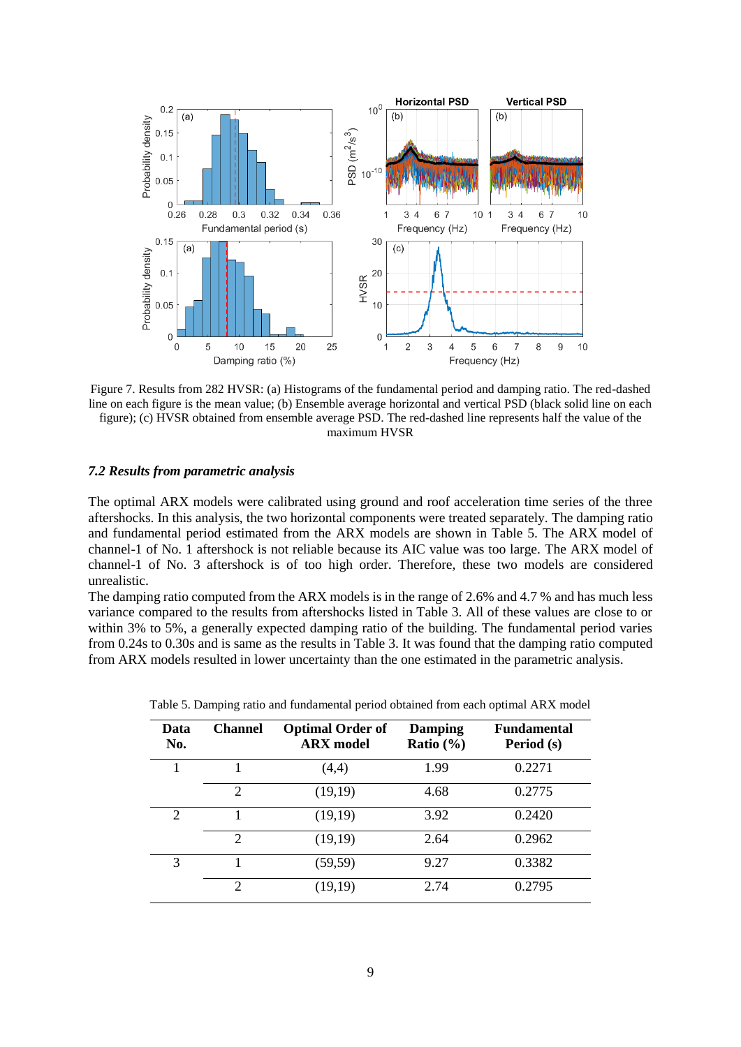Figure 7. Results from 282 HVSR: (a) Histograms of the fundamental period and damping ratio. The red-dashed line on each figure is the mean value; (b) Ensemble average horizontal and vertical PSD (black solid line on each figure); (c) HVSR obtained from ensemble average PSD. The red-dashed line represents half the value of the maximum HVSR

### *7.2 Results from parametric analysis*

The optimal ARX models were calibrated using ground and roof acceleration time series of the three aftershocks. In this analysis, the two horizontal components were treated separately. The damping ratio and fundamental period estimated from the ARX models are shown in Table 5. The ARX model of channel-1 of No. 1 aftershock is not reliable because its AIC value was too large. The ARX model of channel-1 of No. 3 aftershock is of too high order. Therefore, these two models are considered unrealistic.

The damping ratio computed from the ARX models is in the range of 2.6% and 4.7 % and has much less variance compared to the results from aftershocks listed in Table 3. All of these values are close to or within 3% to 5%, a generally expected damping ratio of the building. The fundamental period varies from 0.24s to 0.30s and is same as the results in Table 3. It was found that the damping ratio computed from ARX models resulted in lower uncertainty than the one estimated in the parametric analysis.

Table 5. Damping ratio and fundamental period obtained from each optimal ARX model

| Data No. | Channel | Optimal Order of ARX model | Damping Ratio (%) | Fundamental Period (s) |
|---|---|---|---|---|
| 1 | 1 | (4,4) | 1.99 | 0.2271 |
| | 2 | (19,19) | 4.68 | 0.2775 |
| 2 | 1 | (19,19) | 3.92 | 0.2420 |
| | 2 | (19,19) | 2.64 | 0.2962 |
| 3 | 1 | (59,59) | 9.27 | 0.3382 |
| | 2 | (19,19) | 2.74 | 0.2795 |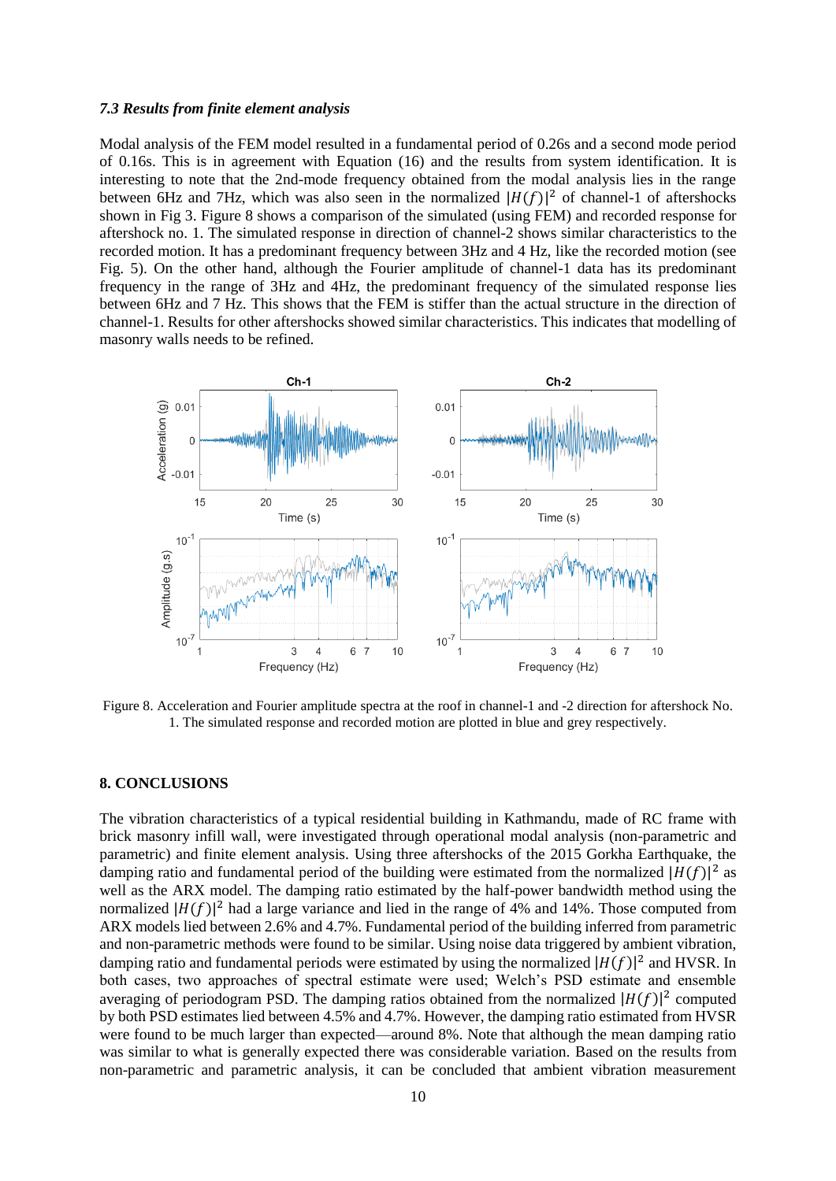### *7.3 Results from finite element analysis*

Modal analysis of the FEM model resulted in a fundamental period of 0.26s and a second mode period of 0.16s. This is in agreement with Equation (16) and the results from system identification. It is interesting to note that the 2nd-mode frequency obtained from the modal analysis lies in the range between 6Hz and 7Hz, which was also seen in the normalized $|H(f)|^2$ of channel-1 of aftershocks shown in Fig 3. Figure 8 shows a comparison of the simulated (using FEM) and recorded response for aftershock no. 1. The simulated response in direction of channel-2 shows similar characteristics to the recorded motion. It has a predominant frequency between 3Hz and 4 Hz, like the recorded motion (see Fig. 5). On the other hand, although the Fourier amplitude of channel-1 data has its predominant frequency in the range of 3Hz and 4Hz, the predominant frequency of the simulated response lies between 6Hz and 7 Hz. This shows that the FEM is stiffer than the actual structure in the direction of channel-1. Results for other aftershocks showed similar characteristics. This indicates that modelling of masonry walls needs to be refined.

Figure 8. Acceleration and Fourier amplitude spectra at the roof in channel-1 and -2 direction for aftershock No. 1. The simulated response and recorded motion are plotted in blue and grey respectively.

## 8. CONCLUSIONS

The vibration characteristics of a typical residential building in Kathmandu, made of RC frame with brick masonry infill wall, were investigated through operational modal analysis (non-parametric and parametric) and finite element analysis. Using three aftershocks of the 2015 Gorkha Earthquake, the damping ratio and fundamental period of the building were estimated from the normalized $|H(f)|^2$ as well as the ARX model. The damping ratio estimated by the half-power bandwidth method using the normalized $|H(f)|^2$ had a large variance and lied in the range of 4% and 14%. Those computed from ARX models lied between 2.6% and 4.7%. Fundamental period of the building inferred from parametric and non-parametric methods were found to be similar. Using noise data triggered by ambient vibration, damping ratio and fundamental periods were estimated by using the normalized $|H(f)|^2$ and HVSR. In both cases, two approaches of spectral estimate were used; Welch's PSD estimate and ensemble averaging of periodogram PSD. The damping ratios obtained from the normalized $|H(f)|^2$ computed by both PSD estimates lied between 4.5% and 4.7%. However, the damping ratio estimated from HVSR were found to be much larger than expected—around 8%. Note that although the mean damping ratio was similar to what is generally expected there was considerable variation. Based on the results from non-parametric and parametric analysis, it can be concluded that ambient vibration measurement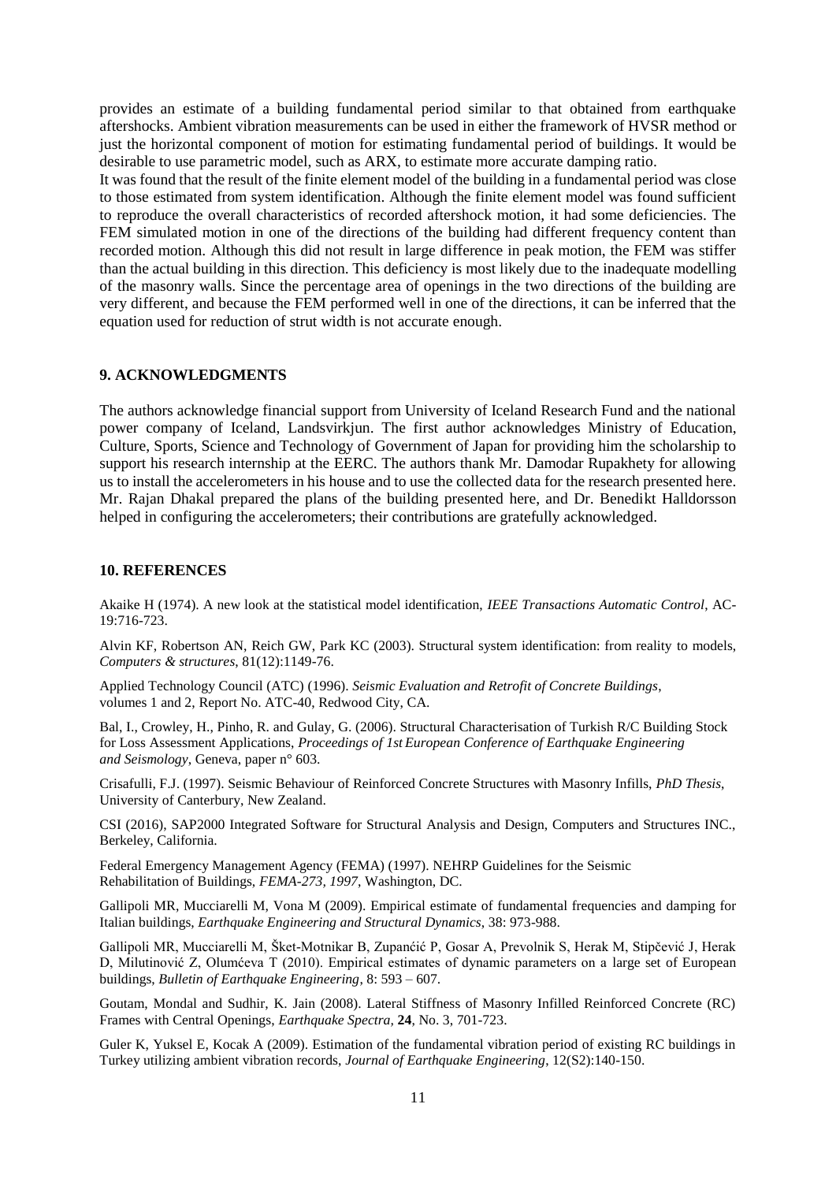provides an estimate of a building fundamental period similar to that obtained from earthquake aftershocks. Ambient vibration measurements can be used in either the framework of HVSR method or just the horizontal component of motion for estimating fundamental period of buildings. It would be desirable to use parametric model, such as ARX, to estimate more accurate damping ratio.

It was found that the result of the finite element model of the building in a fundamental period was close to those estimated from system identification. Although the finite element model was found sufficient to reproduce the overall characteristics of recorded aftershock motion, it had some deficiencies. The FEM simulated motion in one of the directions of the building had different frequency content than recorded motion. Although this did not result in large difference in peak motion, the FEM was stiffer than the actual building in this direction. This deficiency is most likely due to the inadequate modelling of the masonry walls. Since the percentage area of openings in the two directions of the building are very different, and because the FEM performed well in one of the directions, it can be inferred that the equation used for reduction of strut width is not accurate enough.

## 9. ACKNOWLEDGMENTS

The authors acknowledge financial support from University of Iceland Research Fund and the national power company of Iceland, Landsvirkjun. The first author acknowledges Ministry of Education, Culture, Sports, Science and Technology of Government of Japan for providing him the scholarship to support his research internship at the EERC. The authors thank Mr. Damodar Rupakhety for allowing us to install the accelerometers in his house and to use the collected data for the research presented here. Mr. Rajan Dhakal prepared the plans of the building presented here, and Dr. Benedikt Halldorsson helped in configuring the accelerometers; their contributions are gratefully acknowledged.

## 10. REFERENCES

Akaike H (1974). A new look at the statistical model identification, *IEEE Transactions Automatic Control*, AC-19:716-723.

Alvin KF, Robertson AN, Reich GW, Park KC (2003). Structural system identification: from reality to models, *Computers & structures*, 81(12):1149-76.

Applied Technology Council (ATC) (1996). *Seismic Evaluation and Retrofit of Concrete Buildings*, volumes 1 and 2, Report No. ATC-40, Redwood City, CA.

Bal, I., Crowley, H., Pinho, R. and Gulay, G. (2006). Structural Characterisation of Turkish R/C Building Stock for Loss Assessment Applications, *Proceedings of 1st European Conference of Earthquake Engineering and Seismology*, Geneva, paper n° 603.

Crisafulli, F.J. (1997). Seismic Behaviour of Reinforced Concrete Structures with Masonry Infills, *PhD Thesis*, University of Canterbury, New Zealand.

CSI (2016), SAP2000 Integrated Software for Structural Analysis and Design, Computers and Structures INC., Berkeley, California.

Federal Emergency Management Agency (FEMA) (1997). NEHRP Guidelines for the Seismic Rehabilitation of Buildings, *FEMA-273, 1997*, Washington, DC.

Gallipoli MR, Mucciarelli M, Vona M (2009). Empirical estimate of fundamental frequencies and damping for Italian buildings, *Earthquake Engineering and Structural Dynamics*, 38: 973-988.

Gallipoli MR, Mucciarelli M, Šket-Motnikar B, Zupanćić P, Gosar A, Prevolnik S, Herak M, Stipčević J, Herak D, Milutinović Z, Olumćeva T (2010). Empirical estimates of dynamic parameters on a large set of European buildings, *Bulletin of Earthquake Engineering*, 8: 593 – 607.

Goutam, Mondal and Sudhir, K. Jain (2008). Lateral Stiffness of Masonry Infilled Reinforced Concrete (RC) Frames with Central Openings, *Earthquake Spectra*, **24**, No. 3, 701-723.

Guler K, Yuksel E, Kocak A (2009). Estimation of the fundamental vibration period of existing RC buildings in Turkey utilizing ambient vibration records, *Journal of Earthquake Engineering*, 12(S2):140-150.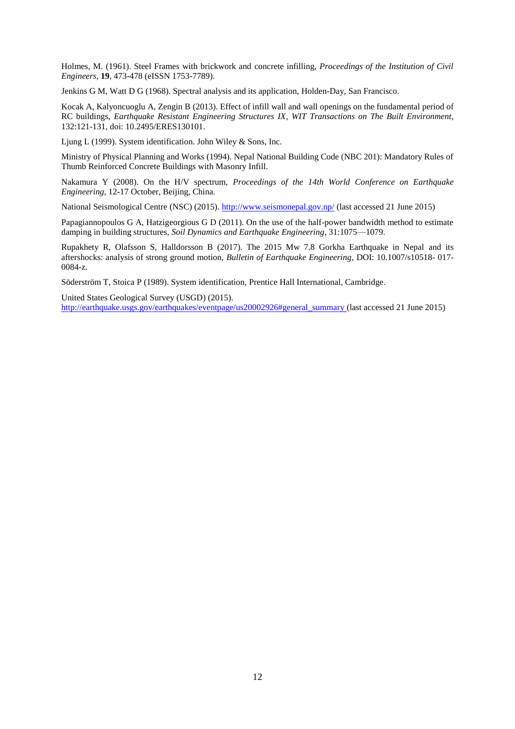Holmes, M. (1961). Steel Frames with brickwork and concrete infilling, *Proceedings of the Institution of Civil Engineers*, **19**, 473-478 (eISSN 1753-7789).

Jenkins G M, Watt D G (1968). Spectral analysis and its application, Holden-Day, San Francisco.

Kocak A, Kalyoncuoglu A, Zengin B (2013). Effect of infill wall and wall openings on the fundamental period of RC buildings, *Earthquake Resistant Engineering Structures IX*, *WIT Transactions on The Built Environment*, 132:121-131, doi: 10.2495/ERES130101.

Ljung L (1999). System identification. John Wiley & Sons, Inc.

Ministry of Physical Planning and Works (1994). Nepal National Building Code (NBC 201): Mandatory Rules of Thumb Reinforced Concrete Buildings with Masonry Infill.

Nakamura Y (2008). On the H/V spectrum, *Proceedings of the 14th World Conference on Earthquake Engineering*, 12-17 October, Beijing, China.

National Seismological Centre (NSC) (2015). http://www.seismonepal.gov.np/ (last accessed 21 June 2015)

Papagiannopoulos G A, Hatzigeorgious G D (2011). On the use of the half-power bandwidth method to estimate damping in building structures, *Soil Dynamics and Earthquake Engineering*, 31:1075—1079.

Rupakhety R, Olafsson S, Halldorsson B (2017). The 2015 Mw 7.8 Gorkha Earthquake in Nepal and its aftershocks: analysis of strong ground motion, *Bulletin of Earthquake Engineering*, DOI: 10.1007/s10518- 017-0084-z.

Söderström T, Stoica P (1989). System identification, Prentice Hall International, Cambridge.

United States Geological Survey (USGD) (2015).
http://earthquake.usgs.gov/earthquakes/eventpage/us20002926#general_summary (last accessed 21 June 2015)